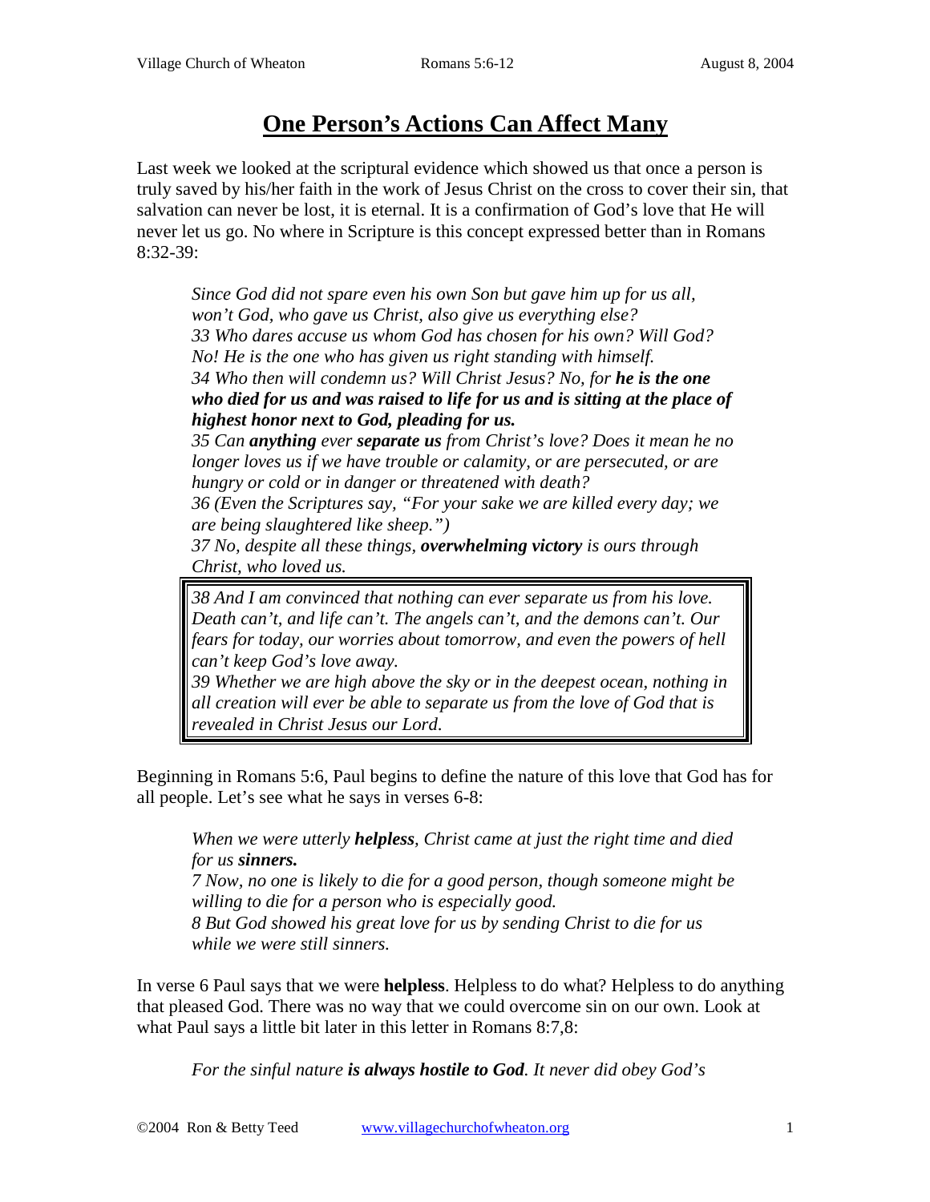# One Person's Actions Can Affect Many

Last week we looked at the scriptural evidence which showed us that once a person is truly saved by his/her faith in the work of Jesus Christ on the cross to cover their sin, that salvation can never be lost, it is eternal. It is a confirmation of God's love that He will never let us go. No where in Scripture is this concept expressed better than in Romans 8:32-39:

> *Since God did not spare even his own Son but gave him up for us all, won't God, who gave us Christ, also give us everything else?*
> *33 Who dares accuse us whom God has chosen for his own? Will God? No! He is the one who has given us right standing with himself.*
> *34 Who then will condemn us? Will Christ Jesus? No, for **he is the one who died for us and was raised to life for us and is sitting at the place of highest honor next to God, pleading for us.***
> *35 Can **anything** ever **separate us** from Christ's love? Does it mean he no longer loves us if we have trouble or calamity, or are persecuted, or are hungry or cold or in danger or threatened with death?*
> *36 (Even the Scriptures say, "For your sake we are killed every day; we are being slaughtered like sheep.")*
> *37 No, despite all these things, **overwhelming victory** is ours through Christ, who loved us.*
> *38 And I am convinced that nothing can ever separate us from his love. Death can't, and life can't. The angels can't, and the demons can't. Our fears for today, our worries about tomorrow, and even the powers of hell can't keep God's love away.*
> *39 Whether we are high above the sky or in the deepest ocean, nothing in all creation will ever be able to separate us from the love of God that is revealed in Christ Jesus our Lord.*

Beginning in Romans 5:6, Paul begins to define the nature of this love that God has for all people. Let's see what he says in verses 6-8:

> *When we were utterly **helpless**, Christ came at just the right time and died for us **sinners.***
> *7 Now, no one is likely to die for a good person, though someone might be willing to die for a person who is especially good.*
> *8 But God showed his great love for us by sending Christ to die for us while we were still sinners.*

In verse 6 Paul says that we were **helpless**. Helpless to do what? Helpless to do anything that pleased God. There was no way that we could overcome sin on our own. Look at what Paul says a little bit later in this letter in Romans 8:7,8:

> *For the sinful nature **is always hostile to God**. It never did obey God's*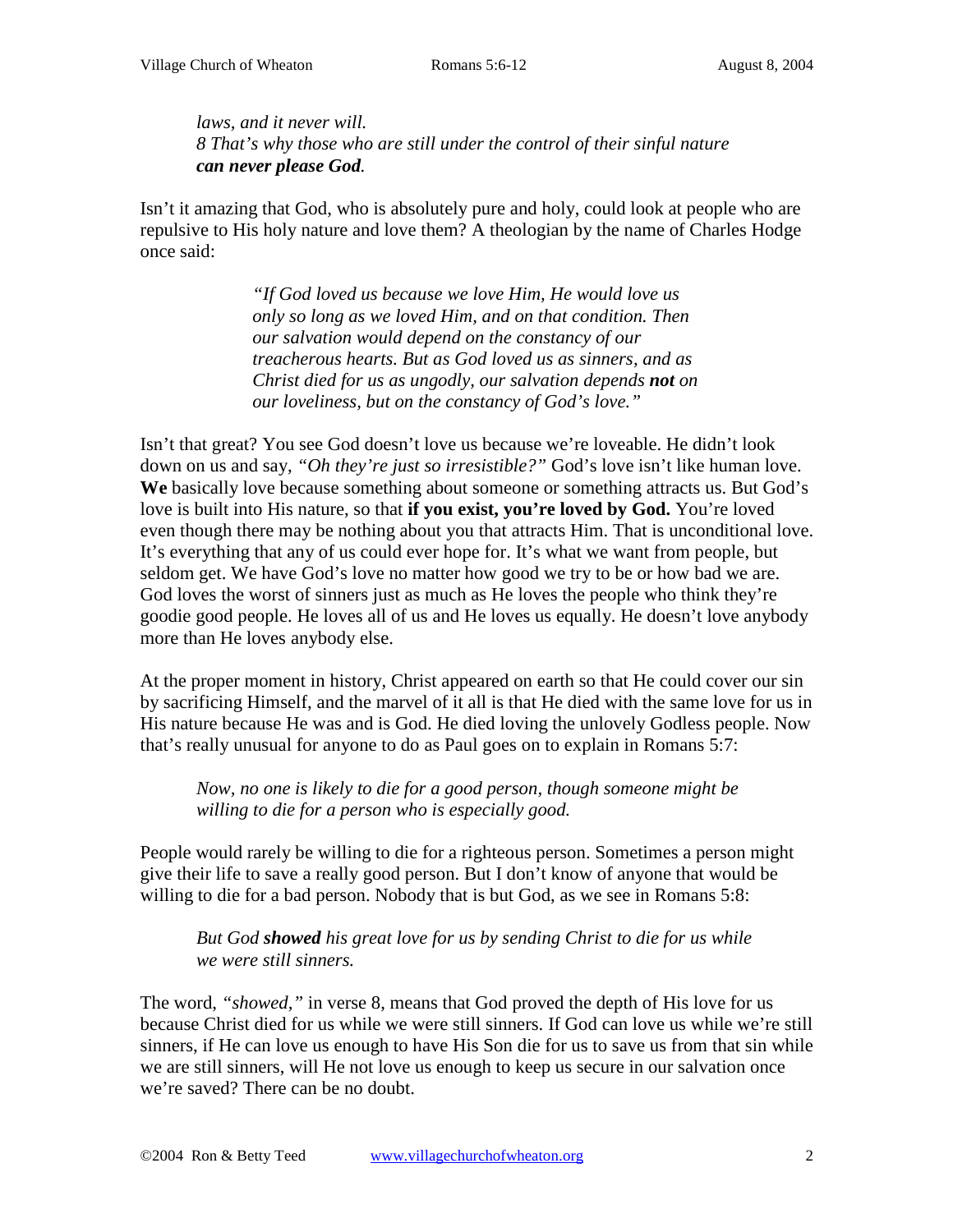*laws, and it never will.*
*8 That's why those who are still under the control of their sinful nature* ***can never please God.***

Isn't it amazing that God, who is absolutely pure and holy, could look at people who are repulsive to His holy nature and love them? A theologian by the name of Charles Hodge once said:

> *"If God loved us because we love Him, He would love us only so long as we loved Him, and on that condition. Then our salvation would depend on the constancy of our treacherous hearts. But as God loved us as sinners, and as Christ died for us as ungodly, our salvation depends* ***not*** *on our loveliness, but on the constancy of God's love."*

Isn't that great? You see God doesn't love us because we're loveable. He didn't look down on us and say, *"Oh they're just so irresistible?"* God's love isn't like human love. **We** basically love because something about someone or something attracts us. But God's love is built into His nature, so that **if you exist, you're loved by God.** You're loved even though there may be nothing about you that attracts Him. That is unconditional love. It's everything that any of us could ever hope for. It's what we want from people, but seldom get. We have God's love no matter how good we try to be or how bad we are. God loves the worst of sinners just as much as He loves the people who think they're goodie good people. He loves all of us and He loves us equally. He doesn't love anybody more than He loves anybody else.

At the proper moment in history, Christ appeared on earth so that He could cover our sin by sacrificing Himself, and the marvel of it all is that He died with the same love for us in His nature because He was and is God. He died loving the unlovely Godless people. Now that's really unusual for anyone to do as Paul goes on to explain in Romans 5:7:

> *Now, no one is likely to die for a good person, though someone might be willing to die for a person who is especially good.*

People would rarely be willing to die for a righteous person. Sometimes a person might give their life to save a really good person. But I don't know of anyone that would be willing to die for a bad person. Nobody that is but God, as we see in Romans 5:8:

> *But God* ***showed*** *his great love for us by sending Christ to die for us while we were still sinners.*

The word, *"showed,"* in verse 8, means that God proved the depth of His love for us because Christ died for us while we were still sinners. If God can love us while we're still sinners, if He can love us enough to have His Son die for us to save us from that sin while we are still sinners, will He not love us enough to keep us secure in our salvation once we're saved? There can be no doubt.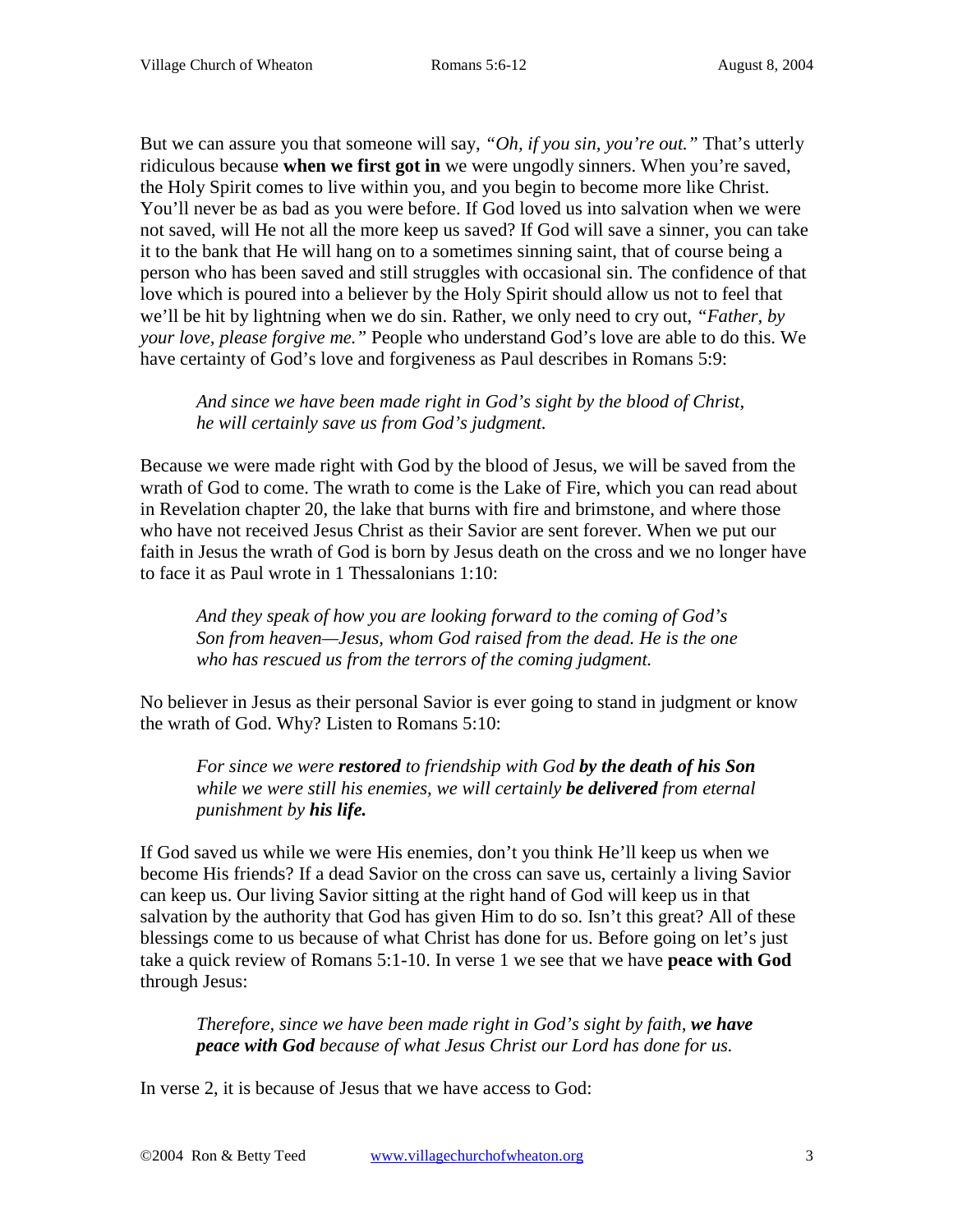But we can assure you that someone will say, *"Oh, if you sin, you're out."* That's utterly ridiculous because **when we first got in** we were ungodly sinners. When you're saved, the Holy Spirit comes to live within you, and you begin to become more like Christ. You'll never be as bad as you were before. If God loved us into salvation when we were not saved, will He not all the more keep us saved? If God will save a sinner, you can take it to the bank that He will hang on to a sometimes sinning saint, that of course being a person who has been saved and still struggles with occasional sin. The confidence of that love which is poured into a believer by the Holy Spirit should allow us not to feel that we'll be hit by lightning when we do sin. Rather, we only need to cry out, *"Father, by your love, please forgive me."* People who understand God's love are able to do this. We have certainty of God's love and forgiveness as Paul describes in Romans 5:9:

> *And since we have been made right in God's sight by the blood of Christ, he will certainly save us from God's judgment.*

Because we were made right with God by the blood of Jesus, we will be saved from the wrath of God to come. The wrath to come is the Lake of Fire, which you can read about in Revelation chapter 20, the lake that burns with fire and brimstone, and where those who have not received Jesus Christ as their Savior are sent forever. When we put our faith in Jesus the wrath of God is born by Jesus death on the cross and we no longer have to face it as Paul wrote in 1 Thessalonians 1:10:

> *And they speak of how you are looking forward to the coming of God's Son from heaven—Jesus, whom God raised from the dead. He is the one who has rescued us from the terrors of the coming judgment.*

No believer in Jesus as their personal Savior is ever going to stand in judgment or know the wrath of God. Why? Listen to Romans 5:10:

> *For since we were **restored** to friendship with God **by the death of his Son** while we were still his enemies, we will certainly **be delivered** from eternal punishment by **his life.***

If God saved us while we were His enemies, don't you think He'll keep us when we become His friends? If a dead Savior on the cross can save us, certainly a living Savior can keep us. Our living Savior sitting at the right hand of God will keep us in that salvation by the authority that God has given Him to do so. Isn't this great? All of these blessings come to us because of what Christ has done for us. Before going on let's just take a quick review of Romans 5:1-10. In verse 1 we see that we have **peace with God** through Jesus:

> *Therefore, since we have been made right in God's sight by faith, **we have peace with God** because of what Jesus Christ our Lord has done for us.*

In verse 2, it is because of Jesus that we have access to God: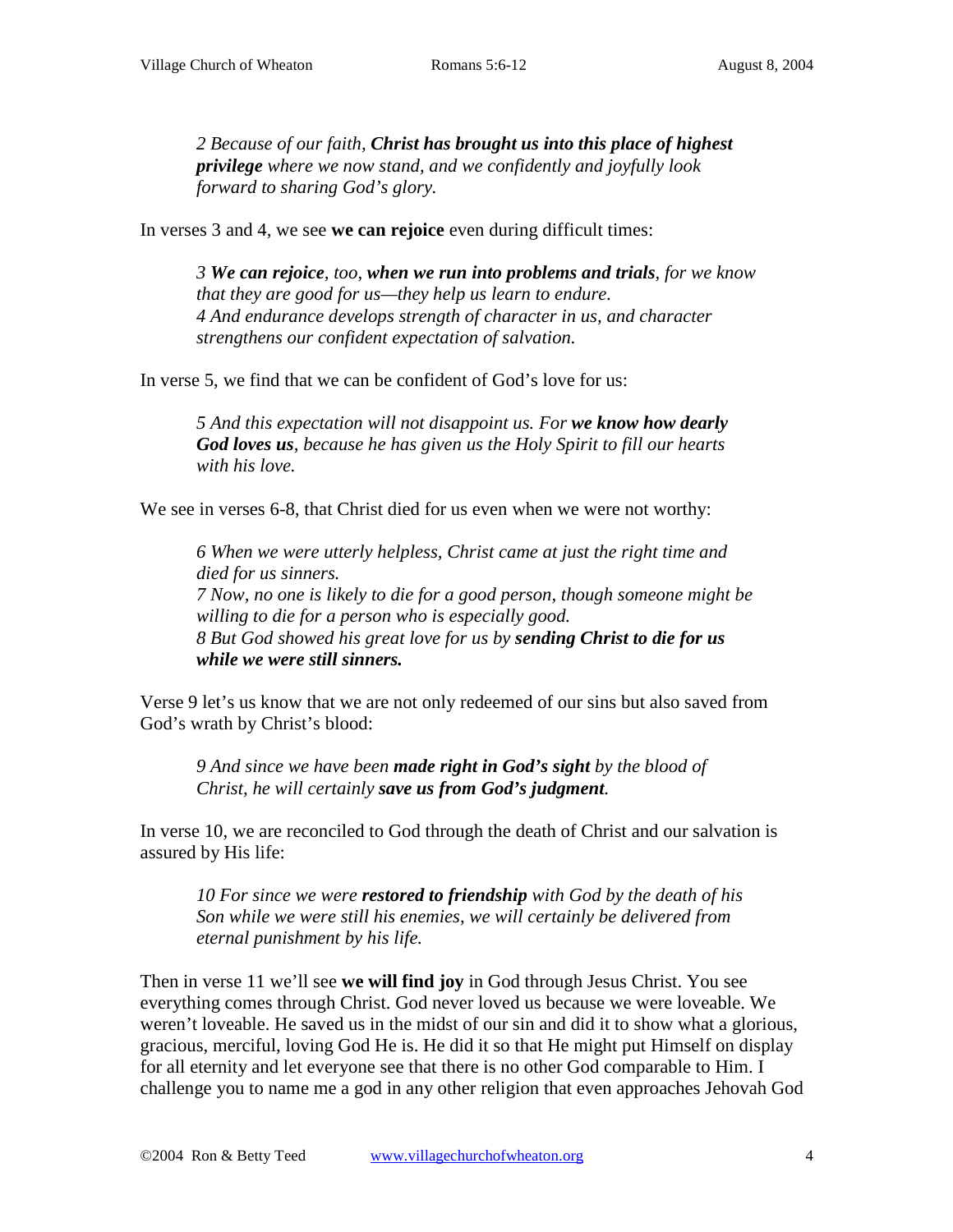> *2 Because of our faith, **Christ has brought us into this place of highest privilege** where we now stand, and we confidently and joyfully look forward to sharing God's glory.*

In verses 3 and 4, we see **we can rejoice** even during difficult times:

> *3 **We can rejoice**, too, **when we run into problems and trials**, for we know that they are good for us—they help us learn to endure.*
> *4 And endurance develops strength of character in us, and character strengthens our confident expectation of salvation.*

In verse 5, we find that we can be confident of God's love for us:

> *5 And this expectation will not disappoint us. For **we know how dearly God loves us**, because he has given us the Holy Spirit to fill our hearts with his love.*

We see in verses 6-8, that Christ died for us even when we were not worthy:

> *6 When we were utterly helpless, Christ came at just the right time and died for us sinners.*
> *7 Now, no one is likely to die for a good person, though someone might be willing to die for a person who is especially good.*
> *8 But God showed his great love for us by **sending Christ to die for us while we were still sinners.***

Verse 9 let's us know that we are not only redeemed of our sins but also saved from God's wrath by Christ's blood:

> *9 And since we have been **made right in God's sight** by the blood of Christ, he will certainly **save us from God's judgment**.*

In verse 10, we are reconciled to God through the death of Christ and our salvation is assured by His life:

> *10 For since we were **restored to friendship** with God by the death of his Son while we were still his enemies, we will certainly be delivered from eternal punishment by his life.*

Then in verse 11 we'll see **we will find joy** in God through Jesus Christ. You see everything comes through Christ. God never loved us because we were loveable. We weren't loveable. He saved us in the midst of our sin and did it to show what a glorious, gracious, merciful, loving God He is. He did it so that He might put Himself on display for all eternity and let everyone see that there is no other God comparable to Him. I challenge you to name me a god in any other religion that even approaches Jehovah God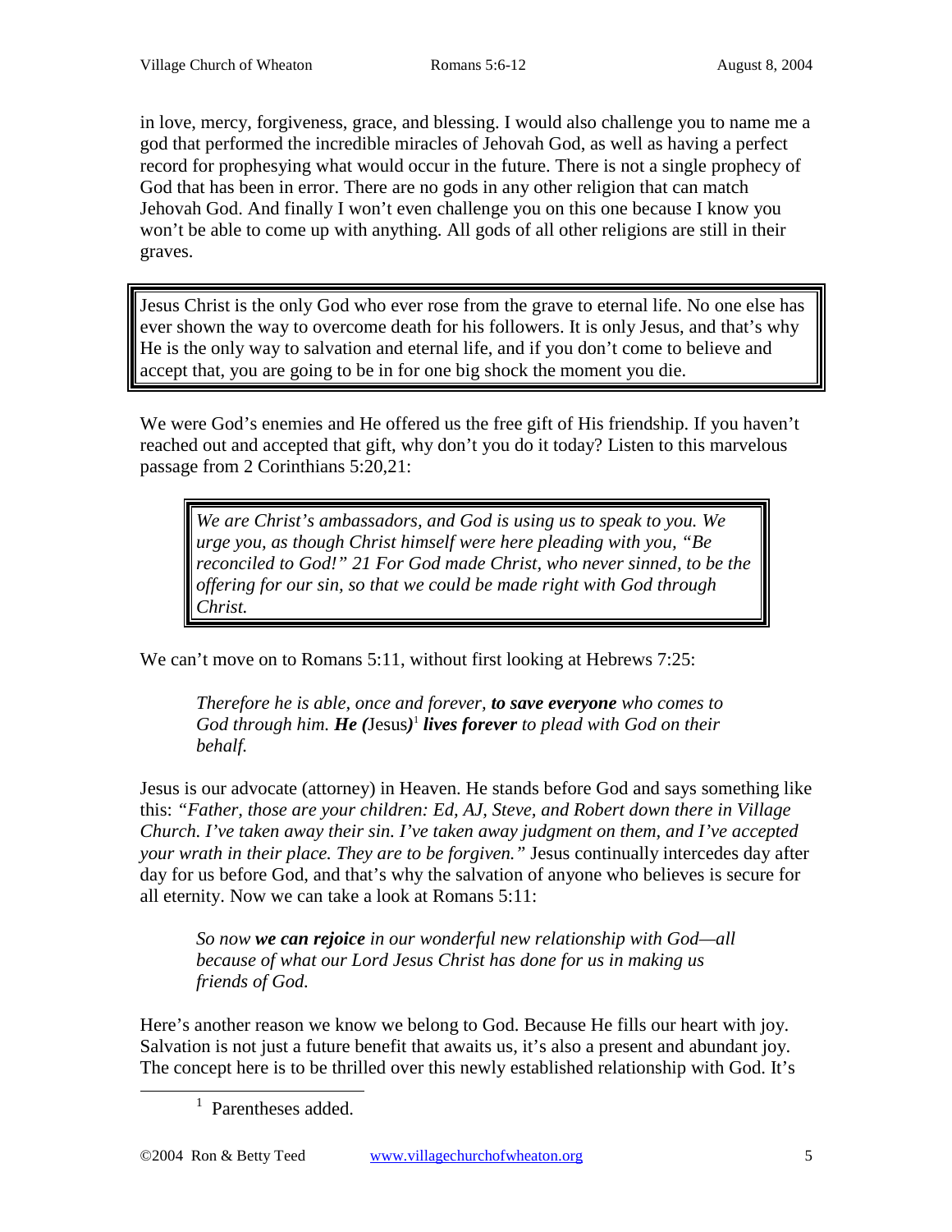in love, mercy, forgiveness, grace, and blessing. I would also challenge you to name me a god that performed the incredible miracles of Jehovah God, as well as having a perfect record for prophesying what would occur in the future. There is not a single prophecy of God that has been in error. There are no gods in any other religion that can match Jehovah God. And finally I won't even challenge you on this one because I know you won't be able to come up with anything. All gods of all other religions are still in their graves.

> Jesus Christ is the only God who ever rose from the grave to eternal life. No one else has ever shown the way to overcome death for his followers. It is only Jesus, and that's why He is the only way to salvation and eternal life, and if you don't come to believe and accept that, you are going to be in for one big shock the moment you die.

We were God's enemies and He offered us the free gift of His friendship. If you haven't reached out and accepted that gift, why don't you do it today? Listen to this marvelous passage from 2 Corinthians 5:20,21:

> *We are Christ's ambassadors, and God is using us to speak to you. We urge you, as though Christ himself were here pleading with you, "Be reconciled to God!" 21 For God made Christ, who never sinned, to be the offering for our sin, so that we could be made right with God through Christ.*

We can't move on to Romans 5:11, without first looking at Hebrews 7:25:

> *Therefore he is able, once and forever, **to save everyone** who comes to God through him. **He (**Jesus**)**[1] **lives forever** to plead with God on their behalf.*

Jesus is our advocate (attorney) in Heaven. He stands before God and says something like this: *"Father, those are your children: Ed, AJ, Steve, and Robert down there in Village Church. I've taken away their sin. I've taken away judgment on them, and I've accepted your wrath in their place. They are to be forgiven."* Jesus continually intercedes day after day for us before God, and that's why the salvation of anyone who believes is secure for all eternity. Now we can take a look at Romans 5:11:

> *So now **we can rejoice** in our wonderful new relationship with God—all because of what our Lord Jesus Christ has done for us in making us friends of God.*

Here's another reason we know we belong to God. Because He fills our heart with joy. Salvation is not just a future benefit that awaits us, it's also a present and abundant joy. The concept here is to be thrilled over this newly established relationship with God. It's

[1] Parentheses added.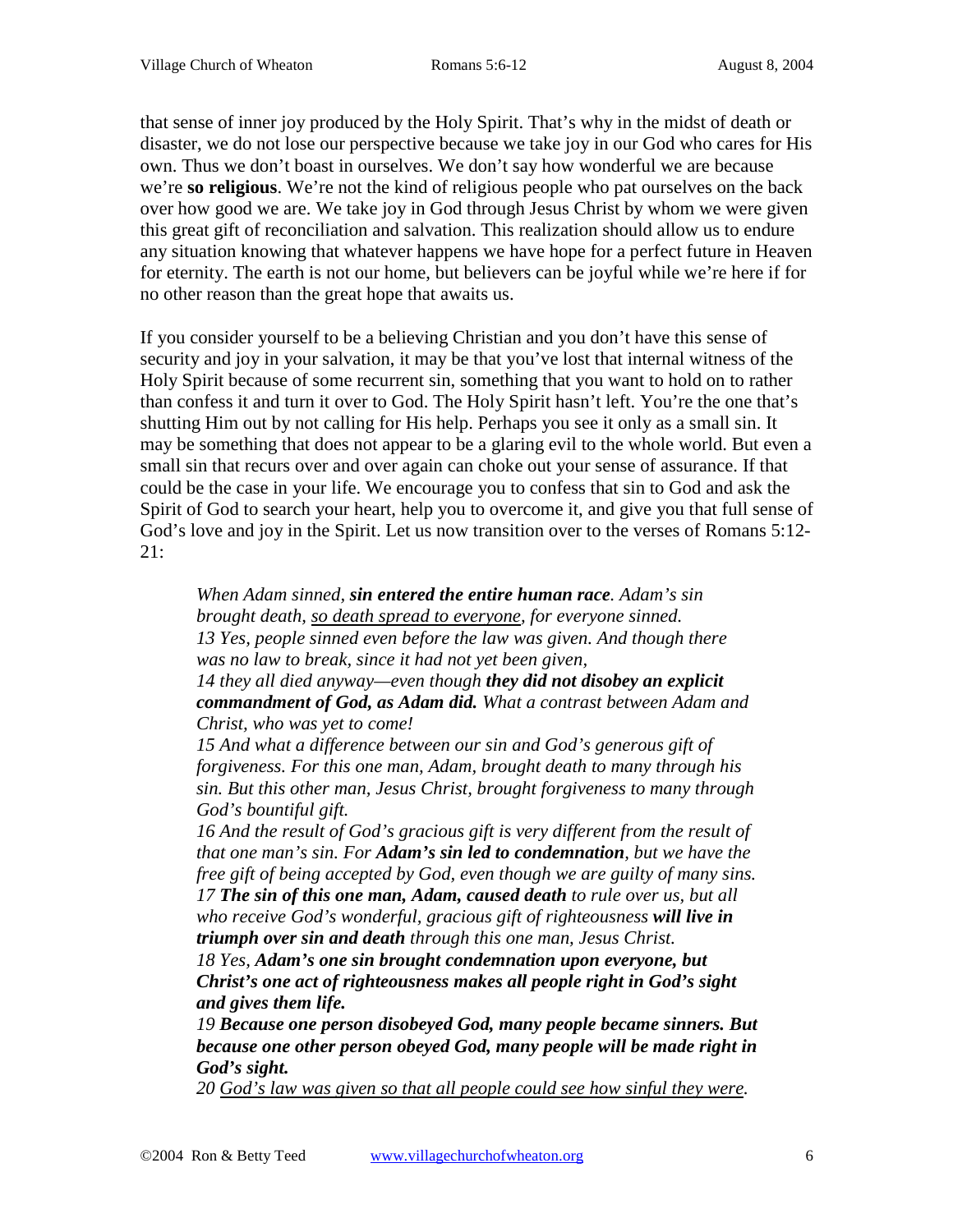that sense of inner joy produced by the Holy Spirit. That's why in the midst of death or disaster, we do not lose our perspective because we take joy in our God who cares for His own. Thus we don't boast in ourselves. We don't say how wonderful we are because we're **so religious**. We're not the kind of religious people who pat ourselves on the back over how good we are. We take joy in God through Jesus Christ by whom we were given this great gift of reconciliation and salvation. This realization should allow us to endure any situation knowing that whatever happens we have hope for a perfect future in Heaven for eternity. The earth is not our home, but believers can be joyful while we're here if for no other reason than the great hope that awaits us.

If you consider yourself to be a believing Christian and you don't have this sense of security and joy in your salvation, it may be that you've lost that internal witness of the Holy Spirit because of some recurrent sin, something that you want to hold on to rather than confess it and turn it over to God. The Holy Spirit hasn't left. You're the one that's shutting Him out by not calling for His help. Perhaps you see it only as a small sin. It may be something that does not appear to be a glaring evil to the whole world. But even a small sin that recurs over and over again can choke out your sense of assurance. If that could be the case in your life. We encourage you to confess that sin to God and ask the Spirit of God to search your heart, help you to overcome it, and give you that full sense of God's love and joy in the Spirit. Let us now transition over to the verses of Romans 5:12-21:

> *When Adam sinned,* ***sin entered the entire human race****. Adam's sin brought death, <u>so death spread to everyone</u>, for everyone sinned.*
> *13 Yes, people sinned even before the law was given. And though there was no law to break, since it had not yet been given,*
> *14 they all died anyway—even though* ***they did not disobey an explicit commandment of God, as Adam did.*** *What a contrast between Adam and Christ, who was yet to come!*
> *15 And what a difference between our sin and God's generous gift of forgiveness. For this one man, Adam, brought death to many through his sin. But this other man, Jesus Christ, brought forgiveness to many through God's bountiful gift.*
> *16 And the result of God's gracious gift is very different from the result of that one man's sin. For* ***Adam's sin led to condemnation****, but we have the free gift of being accepted by God, even though we are guilty of many sins.*
> *17* ***The sin of this one man, Adam, caused death*** *to rule over us, but all who receive God's wonderful, gracious gift of righteousness* ***will live in triumph over sin and death*** *through this one man, Jesus Christ.*
> *18 Yes,* ***Adam's one sin brought condemnation upon everyone, but Christ's one act of righteousness makes all people right in God's sight and gives them life.***
> *19* ***Because one person disobeyed God, many people became sinners. But because one other person obeyed God, many people will be made right in God's sight.***
> *20 <u>God's law was given so that all people could see how sinful they were</u>.*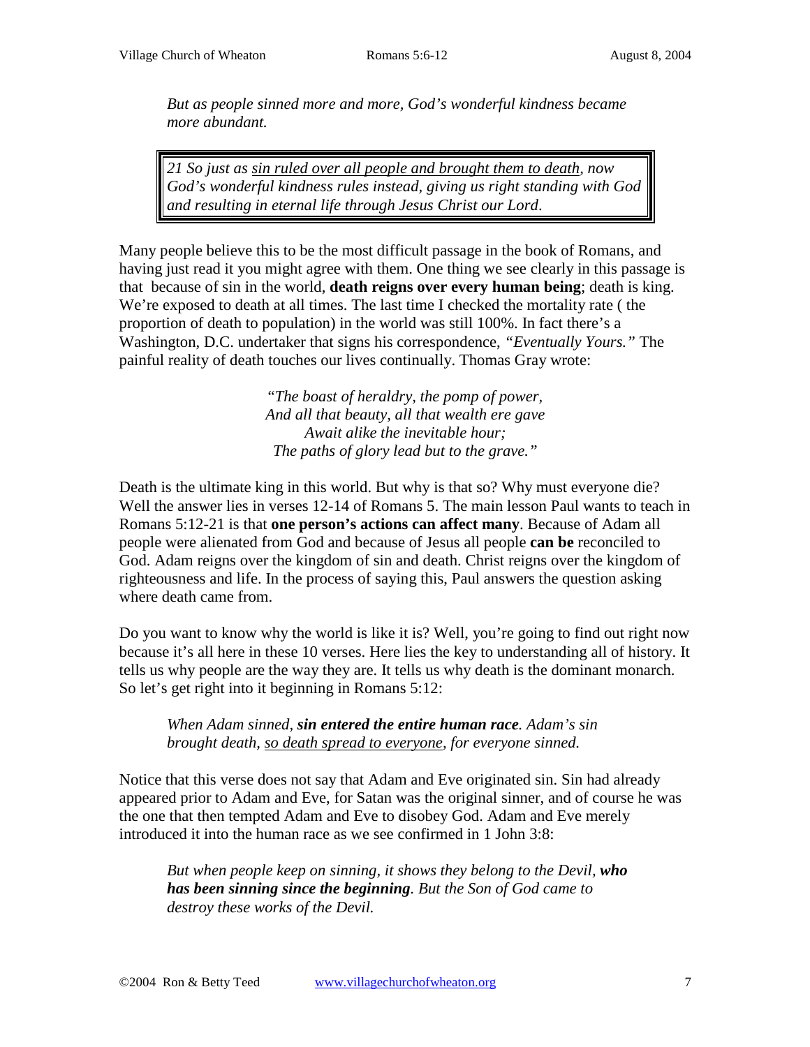*But as people sinned more and more, God's wonderful kindness became more abundant.*

> *21 So just as <u>sin ruled over all people and brought them to death</u>, now God's wonderful kindness rules instead, giving us right standing with God and resulting in eternal life through Jesus Christ our Lord.*

Many people believe this to be the most difficult passage in the book of Romans, and having just read it you might agree with them. One thing we see clearly in this passage is that because of sin in the world, **death reigns over every human being**; death is king. We're exposed to death at all times. The last time I checked the mortality rate ( the proportion of death to population) in the world was still 100%. In fact there's a Washington, D.C. undertaker that signs his correspondence, *"Eventually Yours."* The painful reality of death touches our lives continually. Thomas Gray wrote:

*"The boast of heraldry, the pomp of power,*
*And all that beauty, all that wealth ere gave*
*Await alike the inevitable hour;*
*The paths of glory lead but to the grave."*

Death is the ultimate king in this world. But why is that so? Why must everyone die? Well the answer lies in verses 12-14 of Romans 5. The main lesson Paul wants to teach in Romans 5:12-21 is that **one person's actions can affect many**. Because of Adam all people were alienated from God and because of Jesus all people **can be** reconciled to God. Adam reigns over the kingdom of sin and death. Christ reigns over the kingdom of righteousness and life. In the process of saying this, Paul answers the question asking where death came from.

Do you want to know why the world is like it is? Well, you're going to find out right now because it's all here in these 10 verses. Here lies the key to understanding all of history. It tells us why people are the way they are. It tells us why death is the dominant monarch. So let's get right into it beginning in Romans 5:12:

*When Adam sinned, **sin entered the entire human race**. Adam's sin brought death, <u>so death spread to everyone</u>, for everyone sinned.*

Notice that this verse does not say that Adam and Eve originated sin. Sin had already appeared prior to Adam and Eve, for Satan was the original sinner, and of course he was the one that then tempted Adam and Eve to disobey God. Adam and Eve merely introduced it into the human race as we see confirmed in 1 John 3:8:

*But when people keep on sinning, it shows they belong to the Devil, **who has been sinning since the beginning**. But the Son of God came to destroy these works of the Devil.*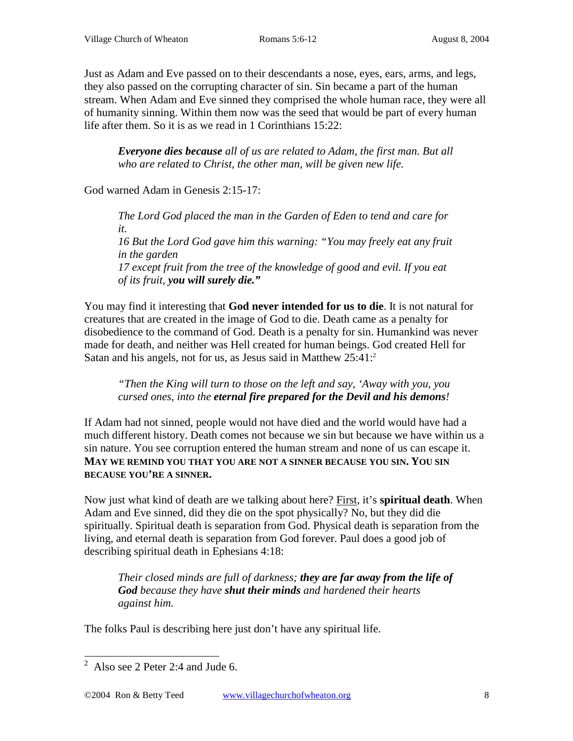Just as Adam and Eve passed on to their descendants a nose, eyes, ears, arms, and legs, they also passed on the corrupting character of sin. Sin became a part of the human stream. When Adam and Eve sinned they comprised the whole human race, they were all of humanity sinning. Within them now was the seed that would be part of every human life after them. So it is as we read in 1 Corinthians 15:22:

> ***Everyone dies because*** *all of us are related to Adam, the first man. But all who are related to Christ, the other man, will be given new life.*

God warned Adam in Genesis 2:15-17:

> *The Lord God placed the man in the Garden of Eden to tend and care for it.*
> *16 But the Lord God gave him this warning: "You may freely eat any fruit in the garden*
> *17 except fruit from the tree of the knowledge of good and evil. If you eat of its fruit,* ***you will surely die."***

You may find it interesting that **God never intended for us to die**. It is not natural for creatures that are created in the image of God to die. Death came as a penalty for disobedience to the command of God. Death is a penalty for sin. Humankind was never made for death, and neither was Hell created for human beings. God created Hell for Satan and his angels, not for us, as Jesus said in Matthew 25:41:[2]

> *"Then the King will turn to those on the left and say, 'Away with you, you cursed ones, into the* ***eternal fire prepared for the Devil and his demons****!*

If Adam had not sinned, people would not have died and the world would have had a much different history. Death comes not because we sin but because we have within us a sin nature. You see corruption entered the human stream and none of us can escape it. **MAY WE REMIND YOU THAT YOU ARE NOT A SINNER BECAUSE YOU SIN. YOU SIN BECAUSE YOU'RE A SINNER.**

Now just what kind of death are we talking about here? <u>First</u>, it's **spiritual death**. When Adam and Eve sinned, did they die on the spot physically? No, but they did die spiritually. Spiritual death is separation from God. Physical death is separation from the living, and eternal death is separation from God forever. Paul does a good job of describing spiritual death in Ephesians 4:18:

> *Their closed minds are full of darkness;* ***they are far away from the life of God*** *because they have* ***shut their minds*** *and hardened their hearts against him.*

The folks Paul is describing here just don't have any spiritual life.

---

[2] Also see 2 Peter 2:4 and Jude 6.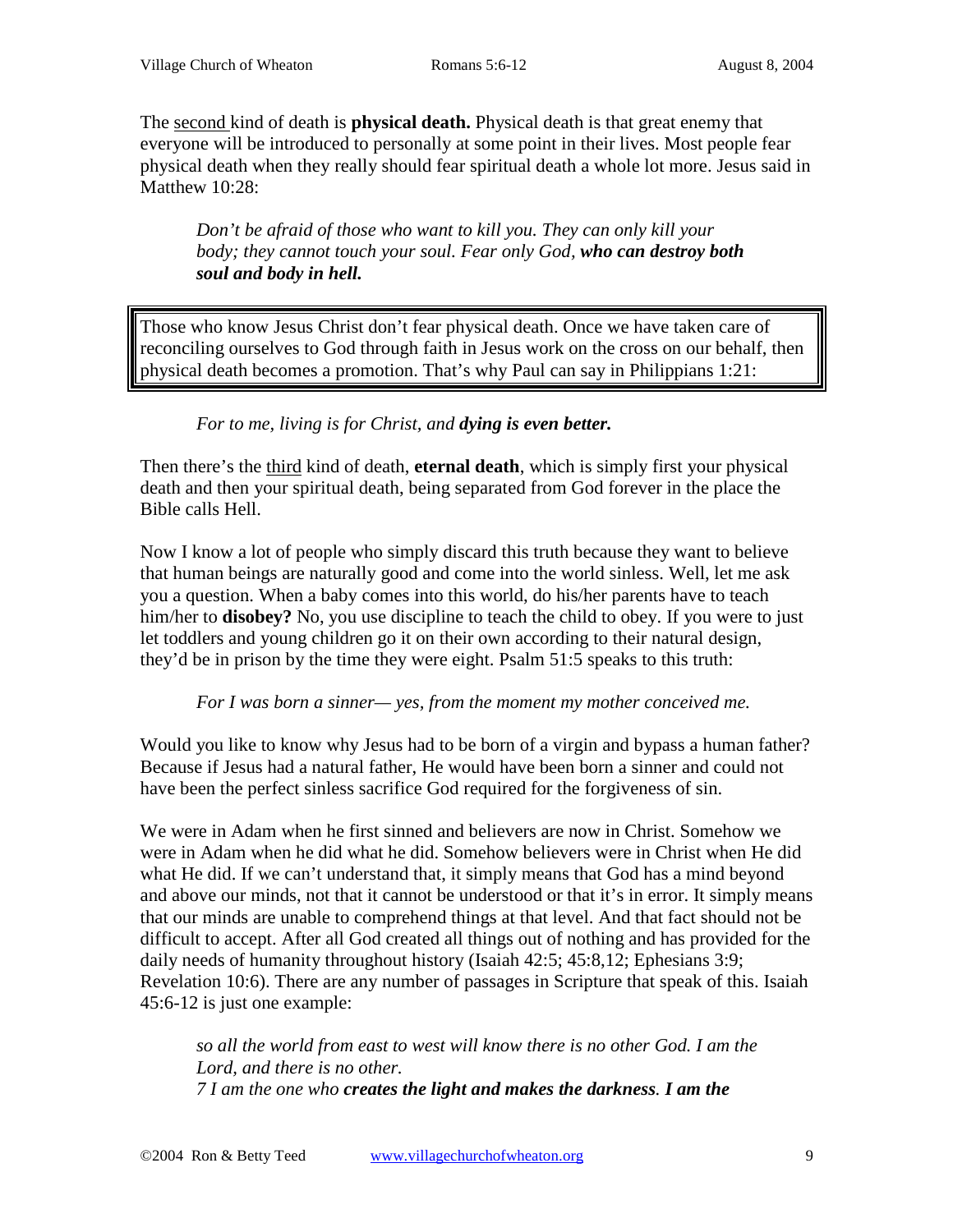The second kind of death is **physical death.** Physical death is that great enemy that everyone will be introduced to personally at some point in their lives. Most people fear physical death when they really should fear spiritual death a whole lot more. Jesus said in Matthew 10:28:

> *Don't be afraid of those who want to kill you. They can only kill your body; they cannot touch your soul. Fear only God, **who can destroy both soul and body in hell.***

Those who know Jesus Christ don't fear physical death. Once we have taken care of reconciling ourselves to God through faith in Jesus work on the cross on our behalf, then physical death becomes a promotion. That's why Paul can say in Philippians 1:21:

> *For to me, living is for Christ, and **dying is even better.***

Then there's the third kind of death, **eternal death**, which is simply first your physical death and then your spiritual death, being separated from God forever in the place the Bible calls Hell.

Now I know a lot of people who simply discard this truth because they want to believe that human beings are naturally good and come into the world sinless. Well, let me ask you a question. When a baby comes into this world, do his/her parents have to teach him/her to **disobey?** No, you use discipline to teach the child to obey. If you were to just let toddlers and young children go it on their own according to their natural design, they'd be in prison by the time they were eight. Psalm 51:5 speaks to this truth:

> *For I was born a sinner— yes, from the moment my mother conceived me.*

Would you like to know why Jesus had to be born of a virgin and bypass a human father? Because if Jesus had a natural father, He would have been born a sinner and could not have been the perfect sinless sacrifice God required for the forgiveness of sin.

We were in Adam when he first sinned and believers are now in Christ. Somehow we were in Adam when he did what he did. Somehow believers were in Christ when He did what He did. If we can't understand that, it simply means that God has a mind beyond and above our minds, not that it cannot be understood or that it's in error. It simply means that our minds are unable to comprehend things at that level. And that fact should not be difficult to accept. After all God created all things out of nothing and has provided for the daily needs of humanity throughout history (Isaiah 42:5; 45:8,12; Ephesians 3:9; Revelation 10:6). There are any number of passages in Scripture that speak of this. Isaiah 45:6-12 is just one example:

> *so all the world from east to west will know there is no other God. I am the Lord, and there is no other.*
> *7 I am the one who **creates the light and makes the darkness**. **I am the***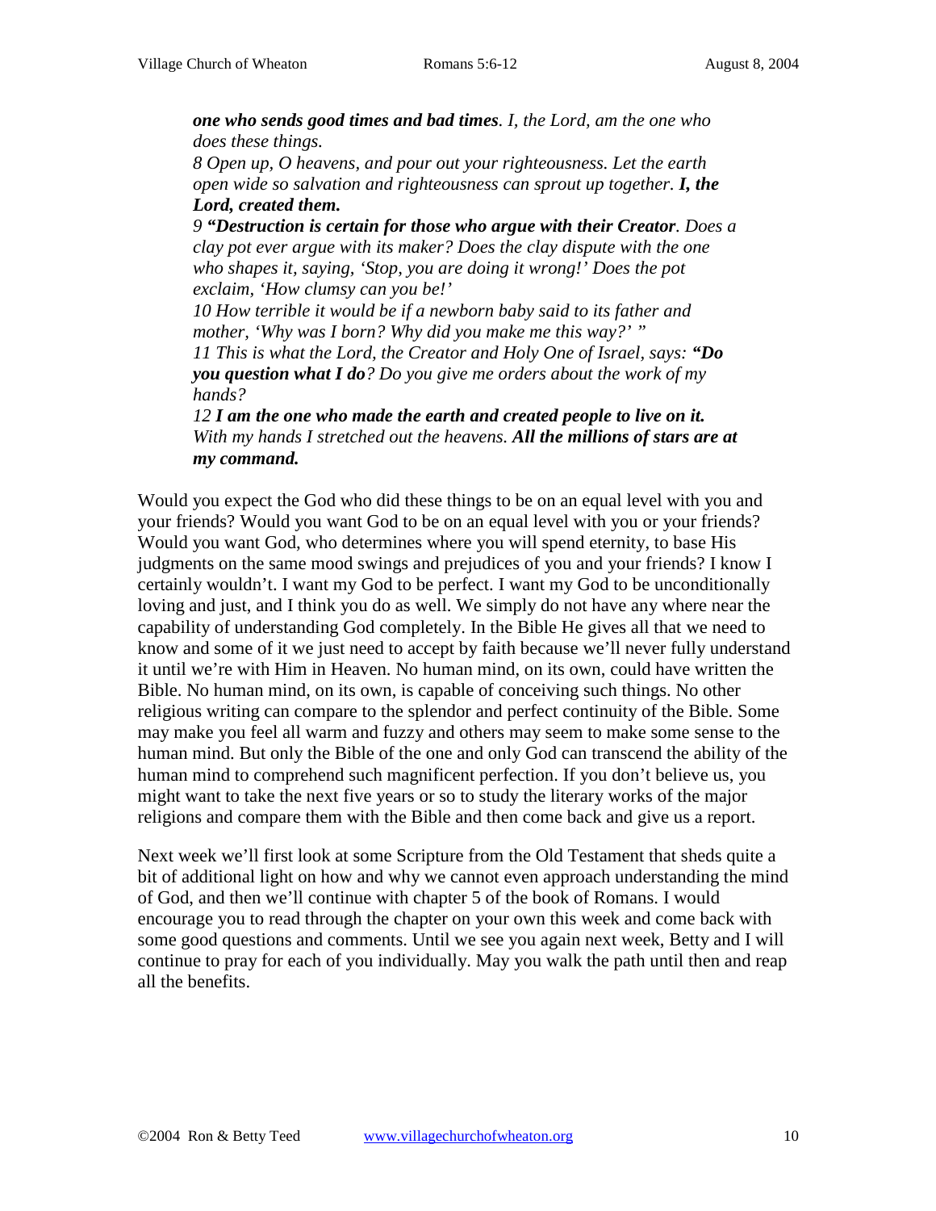> ***one who sends good times and bad times**. I, the Lord, am the one who does these things.*
> *8 Open up, O heavens, and pour out your righteousness. Let the earth open wide so salvation and righteousness can sprout up together.* ***I, the Lord, created them.***
> *9* ***"Destruction is certain for those who argue with their Creator**. Does a clay pot ever argue with its maker? Does the clay dispute with the one who shapes it, saying, 'Stop, you are doing it wrong!' Does the pot exclaim, 'How clumsy can you be!'*
> *10 How terrible it would be if a newborn baby said to its father and mother, 'Why was I born? Why did you make me this way?' "*
> *11 This is what the Lord, the Creator and Holy One of Israel, says:* ***"Do you question what I do**? Do you give me orders about the work of my hands?*
> *12* ***I am the one who made the earth and created people to live on it.*** *With my hands I stretched out the heavens.* ***All the millions of stars are at my command.***

Would you expect the God who did these things to be on an equal level with you and your friends? Would you want God to be on an equal level with you or your friends? Would you want God, who determines where you will spend eternity, to base His judgments on the same mood swings and prejudices of you and your friends? I know I certainly wouldn't. I want my God to be perfect. I want my God to be unconditionally loving and just, and I think you do as well. We simply do not have any where near the capability of understanding God completely. In the Bible He gives all that we need to know and some of it we just need to accept by faith because we'll never fully understand it until we're with Him in Heaven. No human mind, on its own, could have written the Bible. No human mind, on its own, is capable of conceiving such things. No other religious writing can compare to the splendor and perfect continuity of the Bible. Some may make you feel all warm and fuzzy and others may seem to make some sense to the human mind. But only the Bible of the one and only God can transcend the ability of the human mind to comprehend such magnificent perfection. If you don't believe us, you might want to take the next five years or so to study the literary works of the major religions and compare them with the Bible and then come back and give us a report.

Next week we'll first look at some Scripture from the Old Testament that sheds quite a bit of additional light on how and why we cannot even approach understanding the mind of God, and then we'll continue with chapter 5 of the book of Romans. I would encourage you to read through the chapter on your own this week and come back with some good questions and comments. Until we see you again next week, Betty and I will continue to pray for each of you individually. May you walk the path until then and reap all the benefits.